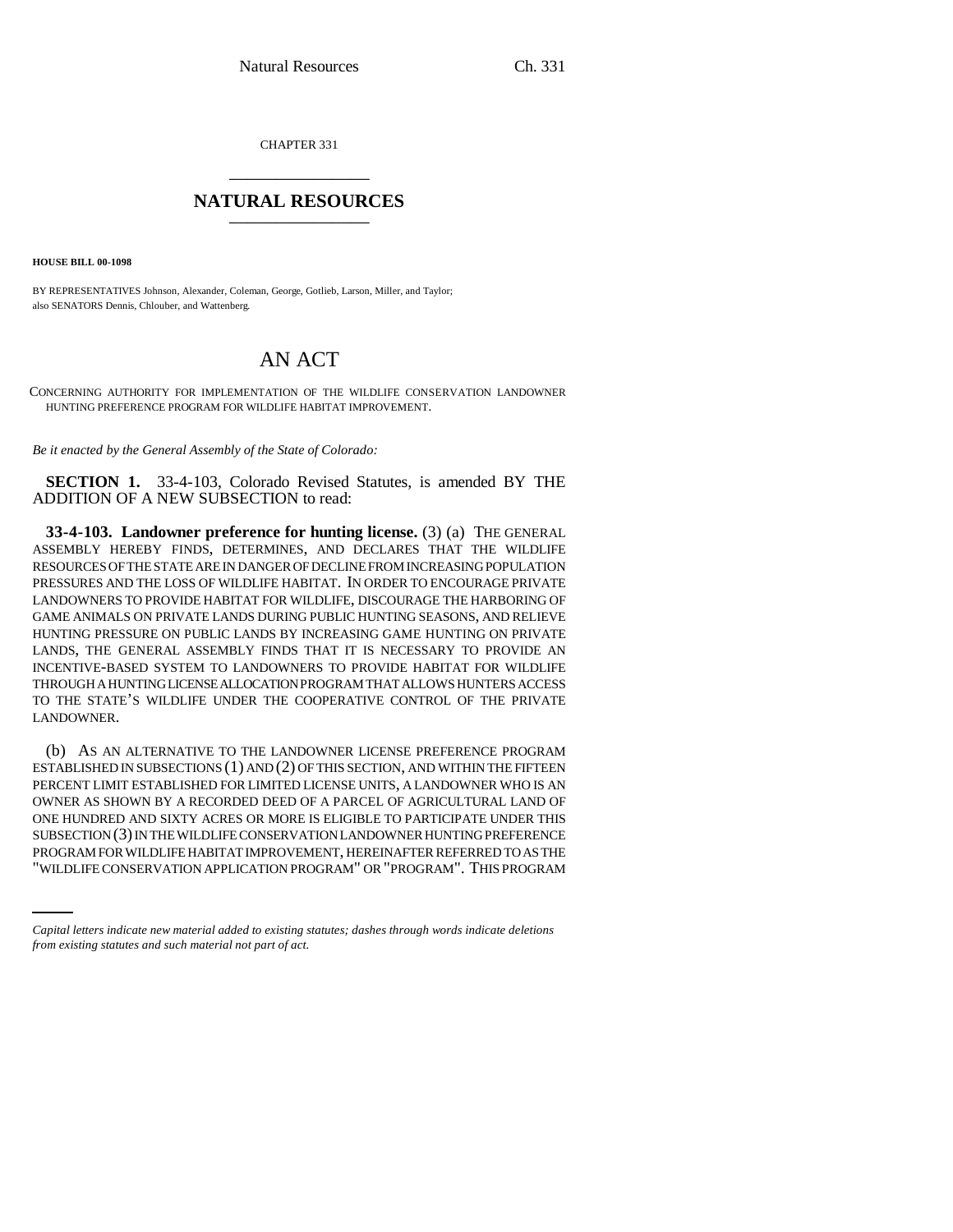CHAPTER 331

# NATURAL RESOURCES

**HOUSE BILL 00-1098**

BY REPRESENTATIVES Johnson, Alexander, Coleman, George, Gotlieb, Larson, Miller, and Taylor;
also SENATORS Dennis, Chlouber, and Wattenberg.

# AN ACT

CONCERNING AUTHORITY FOR IMPLEMENTATION OF THE WILDLIFE CONSERVATION LANDOWNER HUNTING PREFERENCE PROGRAM FOR WILDLIFE HABITAT IMPROVEMENT.

*Be it enacted by the General Assembly of the State of Colorado:*

**SECTION 1.** 33-4-103, Colorado Revised Statutes, is amended BY THE ADDITION OF A NEW SUBSECTION to read:

**33-4-103. Landowner preference for hunting license.** (3) (a) THE GENERAL ASSEMBLY HEREBY FINDS, DETERMINES, AND DECLARES THAT THE WILDLIFE RESOURCES OF THE STATE ARE IN DANGER OF DECLINE FROM INCREASING POPULATION PRESSURES AND THE LOSS OF WILDLIFE HABITAT. IN ORDER TO ENCOURAGE PRIVATE LANDOWNERS TO PROVIDE HABITAT FOR WILDLIFE, DISCOURAGE THE HARBORING OF GAME ANIMALS ON PRIVATE LANDS DURING PUBLIC HUNTING SEASONS, AND RELIEVE HUNTING PRESSURE ON PUBLIC LANDS BY INCREASING GAME HUNTING ON PRIVATE LANDS, THE GENERAL ASSEMBLY FINDS THAT IT IS NECESSARY TO PROVIDE AN INCENTIVE-BASED SYSTEM TO LANDOWNERS TO PROVIDE HABITAT FOR WILDLIFE THROUGH A HUNTING LICENSE ALLOCATION PROGRAM THAT ALLOWS HUNTERS ACCESS TO THE STATE'S WILDLIFE UNDER THE COOPERATIVE CONTROL OF THE PRIVATE LANDOWNER.

(b) AS AN ALTERNATIVE TO THE LANDOWNER LICENSE PREFERENCE PROGRAM ESTABLISHED IN SUBSECTIONS (1) AND (2) OF THIS SECTION, AND WITHIN THE FIFTEEN PERCENT LIMIT ESTABLISHED FOR LIMITED LICENSE UNITS, A LANDOWNER WHO IS AN OWNER AS SHOWN BY A RECORDED DEED OF A PARCEL OF AGRICULTURAL LAND OF ONE HUNDRED AND SIXTY ACRES OR MORE IS ELIGIBLE TO PARTICIPATE UNDER THIS SUBSECTION (3) IN THE WILDLIFE CONSERVATION LANDOWNER HUNTING PREFERENCE PROGRAM FOR WILDLIFE HABITAT IMPROVEMENT, HEREINAFTER REFERRED TO AS THE "WILDLIFE CONSERVATION APPLICATION PROGRAM" OR "PROGRAM". THIS PROGRAM

*Capital letters indicate new material added to existing statutes; dashes through words indicate deletions from existing statutes and such material not part of act.*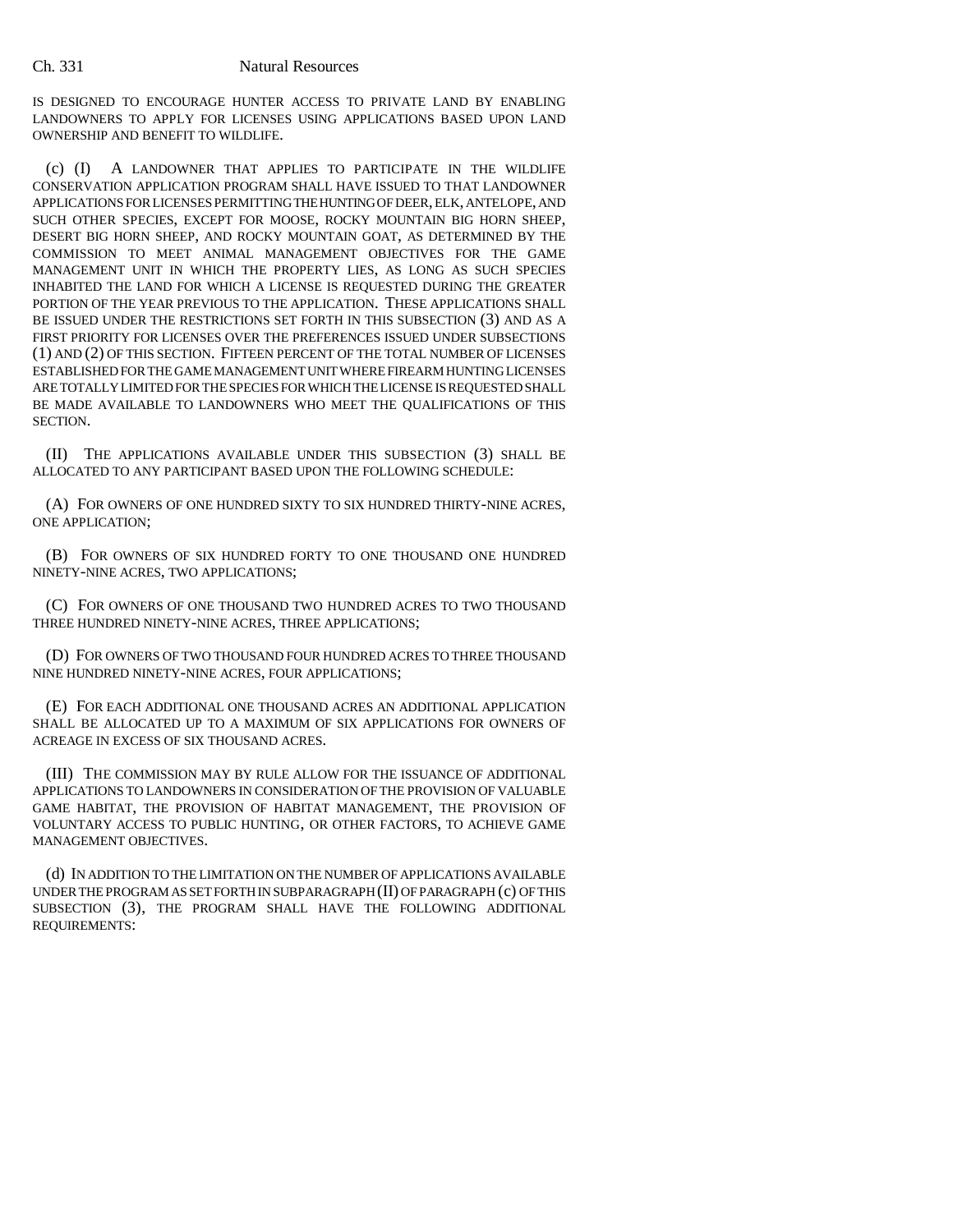IS DESIGNED TO ENCOURAGE HUNTER ACCESS TO PRIVATE LAND BY ENABLING LANDOWNERS TO APPLY FOR LICENSES USING APPLICATIONS BASED UPON LAND OWNERSHIP AND BENEFIT TO WILDLIFE.

(c) (I) A LANDOWNER THAT APPLIES TO PARTICIPATE IN THE WILDLIFE CONSERVATION APPLICATION PROGRAM SHALL HAVE ISSUED TO THAT LANDOWNER APPLICATIONS FOR LICENSES PERMITTING THE HUNTING OF DEER, ELK, ANTELOPE, AND SUCH OTHER SPECIES, EXCEPT FOR MOOSE, ROCKY MOUNTAIN BIG HORN SHEEP, DESERT BIG HORN SHEEP, AND ROCKY MOUNTAIN GOAT, AS DETERMINED BY THE COMMISSION TO MEET ANIMAL MANAGEMENT OBJECTIVES FOR THE GAME MANAGEMENT UNIT IN WHICH THE PROPERTY LIES, AS LONG AS SUCH SPECIES INHABITED THE LAND FOR WHICH A LICENSE IS REQUESTED DURING THE GREATER PORTION OF THE YEAR PREVIOUS TO THE APPLICATION. THESE APPLICATIONS SHALL BE ISSUED UNDER THE RESTRICTIONS SET FORTH IN THIS SUBSECTION (3) AND AS A FIRST PRIORITY FOR LICENSES OVER THE PREFERENCES ISSUED UNDER SUBSECTIONS (1) AND (2) OF THIS SECTION. FIFTEEN PERCENT OF THE TOTAL NUMBER OF LICENSES ESTABLISHED FOR THE GAME MANAGEMENT UNIT WHERE FIREARM HUNTING LICENSES ARE TOTALLY LIMITED FOR THE SPECIES FOR WHICH THE LICENSE IS REQUESTED SHALL BE MADE AVAILABLE TO LANDOWNERS WHO MEET THE QUALIFICATIONS OF THIS SECTION.

(II) THE APPLICATIONS AVAILABLE UNDER THIS SUBSECTION (3) SHALL BE ALLOCATED TO ANY PARTICIPANT BASED UPON THE FOLLOWING SCHEDULE:

(A) FOR OWNERS OF ONE HUNDRED SIXTY TO SIX HUNDRED THIRTY-NINE ACRES, ONE APPLICATION;

(B) FOR OWNERS OF SIX HUNDRED FORTY TO ONE THOUSAND ONE HUNDRED NINETY-NINE ACRES, TWO APPLICATIONS;

(C) FOR OWNERS OF ONE THOUSAND TWO HUNDRED ACRES TO TWO THOUSAND THREE HUNDRED NINETY-NINE ACRES, THREE APPLICATIONS;

(D) FOR OWNERS OF TWO THOUSAND FOUR HUNDRED ACRES TO THREE THOUSAND NINE HUNDRED NINETY-NINE ACRES, FOUR APPLICATIONS;

(E) FOR EACH ADDITIONAL ONE THOUSAND ACRES AN ADDITIONAL APPLICATION SHALL BE ALLOCATED UP TO A MAXIMUM OF SIX APPLICATIONS FOR OWNERS OF ACREAGE IN EXCESS OF SIX THOUSAND ACRES.

(III) THE COMMISSION MAY BY RULE ALLOW FOR THE ISSUANCE OF ADDITIONAL APPLICATIONS TO LANDOWNERS IN CONSIDERATION OF THE PROVISION OF VALUABLE GAME HABITAT, THE PROVISION OF HABITAT MANAGEMENT, THE PROVISION OF VOLUNTARY ACCESS TO PUBLIC HUNTING, OR OTHER FACTORS, TO ACHIEVE GAME MANAGEMENT OBJECTIVES.

(d) IN ADDITION TO THE LIMITATION ON THE NUMBER OF APPLICATIONS AVAILABLE UNDER THE PROGRAM AS SET FORTH IN SUBPARAGRAPH (II) OF PARAGRAPH (c) OF THIS SUBSECTION (3), THE PROGRAM SHALL HAVE THE FOLLOWING ADDITIONAL REQUIREMENTS: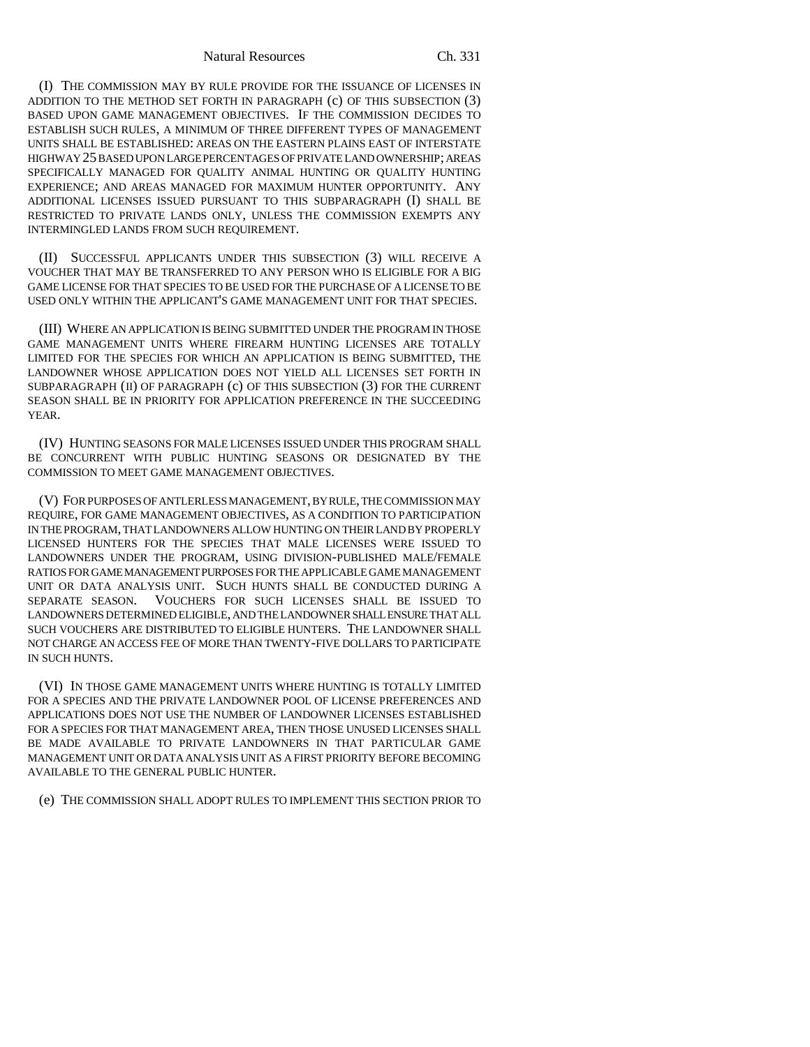(I) THE COMMISSION MAY BY RULE PROVIDE FOR THE ISSUANCE OF LICENSES IN ADDITION TO THE METHOD SET FORTH IN PARAGRAPH (c) OF THIS SUBSECTION (3) BASED UPON GAME MANAGEMENT OBJECTIVES. IF THE COMMISSION DECIDES TO ESTABLISH SUCH RULES, A MINIMUM OF THREE DIFFERENT TYPES OF MANAGEMENT UNITS SHALL BE ESTABLISHED: AREAS ON THE EASTERN PLAINS EAST OF INTERSTATE HIGHWAY 25 BASED UPON LARGE PERCENTAGES OF PRIVATE LAND OWNERSHIP; AREAS SPECIFICALLY MANAGED FOR QUALITY ANIMAL HUNTING OR QUALITY HUNTING EXPERIENCE; AND AREAS MANAGED FOR MAXIMUM HUNTER OPPORTUNITY. ANY ADDITIONAL LICENSES ISSUED PURSUANT TO THIS SUBPARAGRAPH (I) SHALL BE RESTRICTED TO PRIVATE LANDS ONLY, UNLESS THE COMMISSION EXEMPTS ANY INTERMINGLED LANDS FROM SUCH REQUIREMENT.

(II) SUCCESSFUL APPLICANTS UNDER THIS SUBSECTION (3) WILL RECEIVE A VOUCHER THAT MAY BE TRANSFERRED TO ANY PERSON WHO IS ELIGIBLE FOR A BIG GAME LICENSE FOR THAT SPECIES TO BE USED FOR THE PURCHASE OF A LICENSE TO BE USED ONLY WITHIN THE APPLICANT'S GAME MANAGEMENT UNIT FOR THAT SPECIES.

(III) WHERE AN APPLICATION IS BEING SUBMITTED UNDER THE PROGRAM IN THOSE GAME MANAGEMENT UNITS WHERE FIREARM HUNTING LICENSES ARE TOTALLY LIMITED FOR THE SPECIES FOR WHICH AN APPLICATION IS BEING SUBMITTED, THE LANDOWNER WHOSE APPLICATION DOES NOT YIELD ALL LICENSES SET FORTH IN SUBPARAGRAPH (II) OF PARAGRAPH (c) OF THIS SUBSECTION (3) FOR THE CURRENT SEASON SHALL BE IN PRIORITY FOR APPLICATION PREFERENCE IN THE SUCCEEDING YEAR.

(IV) HUNTING SEASONS FOR MALE LICENSES ISSUED UNDER THIS PROGRAM SHALL BE CONCURRENT WITH PUBLIC HUNTING SEASONS OR DESIGNATED BY THE COMMISSION TO MEET GAME MANAGEMENT OBJECTIVES.

(V) FOR PURPOSES OF ANTLERLESS MANAGEMENT, BY RULE, THE COMMISSION MAY REQUIRE, FOR GAME MANAGEMENT OBJECTIVES, AS A CONDITION TO PARTICIPATION IN THE PROGRAM, THAT LANDOWNERS ALLOW HUNTING ON THEIR LAND BY PROPERLY LICENSED HUNTERS FOR THE SPECIES THAT MALE LICENSES WERE ISSUED TO LANDOWNERS UNDER THE PROGRAM, USING DIVISION-PUBLISHED MALE/FEMALE RATIOS FOR GAME MANAGEMENT PURPOSES FOR THE APPLICABLE GAME MANAGEMENT UNIT OR DATA ANALYSIS UNIT. SUCH HUNTS SHALL BE CONDUCTED DURING A SEPARATE SEASON. VOUCHERS FOR SUCH LICENSES SHALL BE ISSUED TO LANDOWNERS DETERMINED ELIGIBLE, AND THE LANDOWNER SHALL ENSURE THAT ALL SUCH VOUCHERS ARE DISTRIBUTED TO ELIGIBLE HUNTERS. THE LANDOWNER SHALL NOT CHARGE AN ACCESS FEE OF MORE THAN TWENTY-FIVE DOLLARS TO PARTICIPATE IN SUCH HUNTS.

(VI) IN THOSE GAME MANAGEMENT UNITS WHERE HUNTING IS TOTALLY LIMITED FOR A SPECIES AND THE PRIVATE LANDOWNER POOL OF LICENSE PREFERENCES AND APPLICATIONS DOES NOT USE THE NUMBER OF LANDOWNER LICENSES ESTABLISHED FOR A SPECIES FOR THAT MANAGEMENT AREA, THEN THOSE UNUSED LICENSES SHALL BE MADE AVAILABLE TO PRIVATE LANDOWNERS IN THAT PARTICULAR GAME MANAGEMENT UNIT OR DATA ANALYSIS UNIT AS A FIRST PRIORITY BEFORE BECOMING AVAILABLE TO THE GENERAL PUBLIC HUNTER.

(e) THE COMMISSION SHALL ADOPT RULES TO IMPLEMENT THIS SECTION PRIOR TO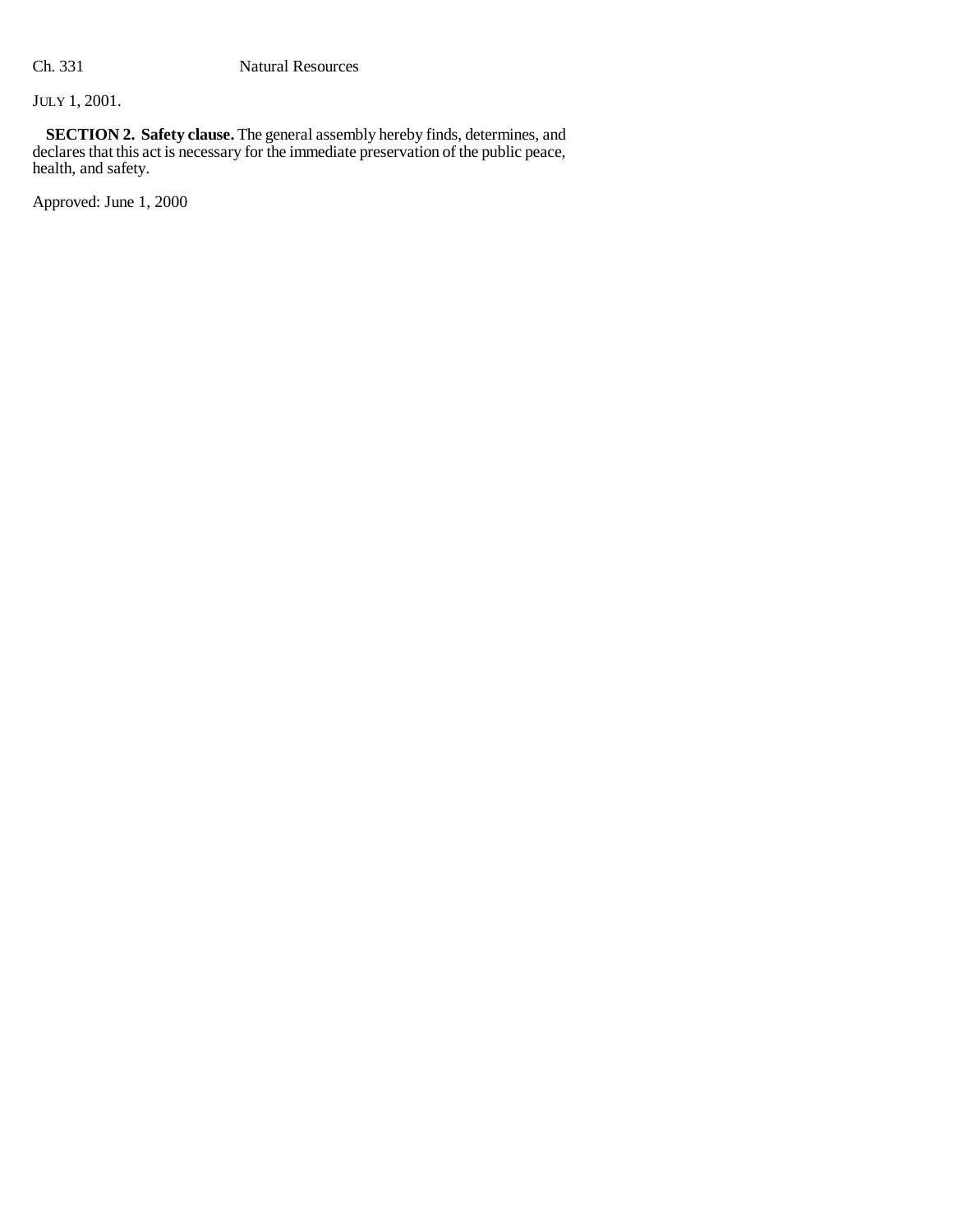JULY 1, 2001.

**SECTION 2. Safety clause.** The general assembly hereby finds, determines, and declares that this act is necessary for the immediate preservation of the public peace, health, and safety.

Approved: June 1, 2000